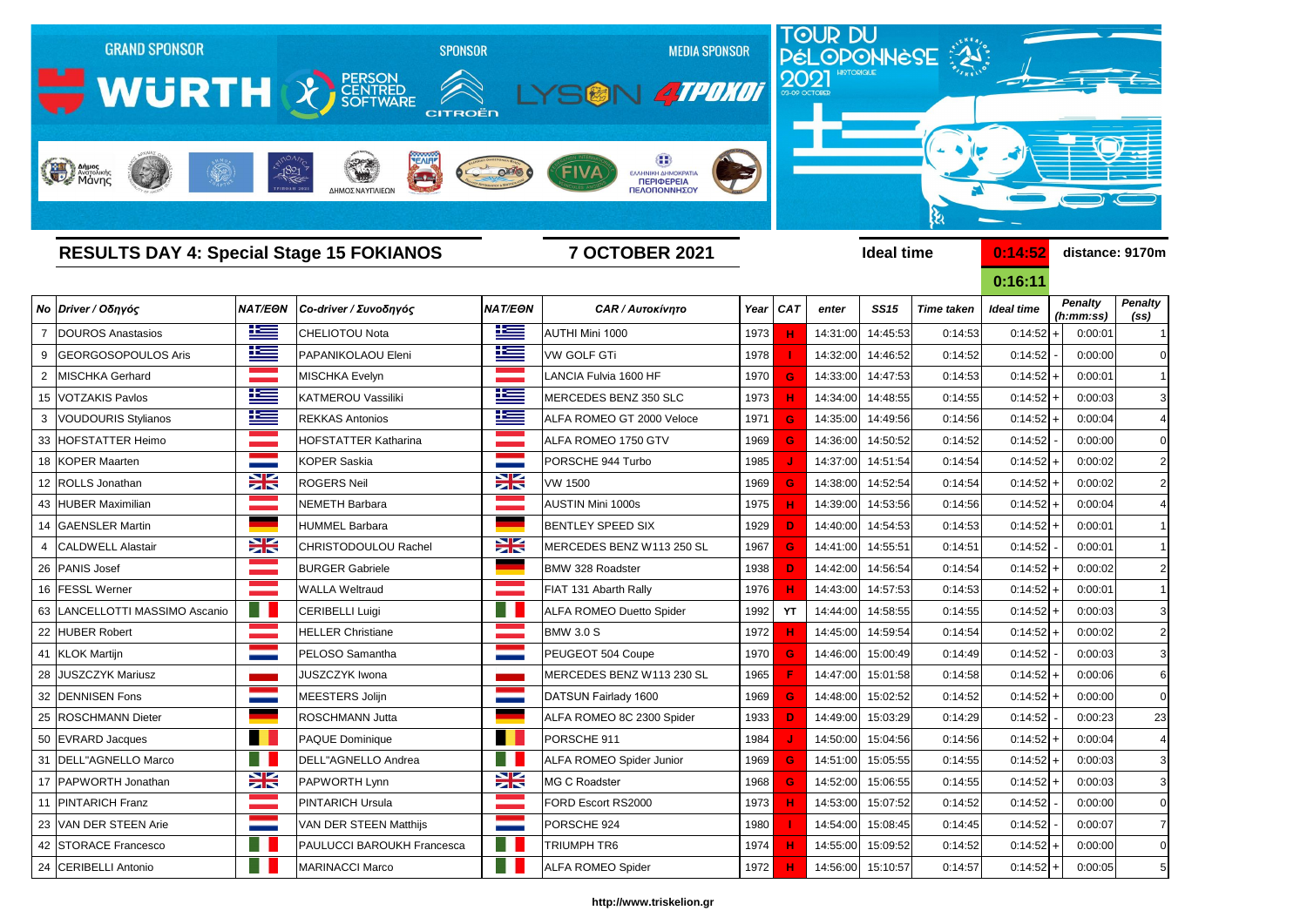GRAND SPONSOR WÜRTH | SPONSOR PERSON CENTRED SOFTWARE CITROËN | MEDIA SPONSOR LYSON 4TPOXOI

TOUR DU PÉLOPONNÈSE 2021 HISTORIQUE 03-09 OCTOBER

## RESULTS DAY 4: Special Stage 15 FOKIANOS

**7 OCTOBER 2021**

Ideal time **0:14:52** distance: 9170m

**0:16:11**

| No | Driver / Οδηγός | NAT/EΘN | Co-driver / Συνοδηγός | NAT/EΘN | CAR / Αυτοκίνητο | Year | CAT | enter | SS15 | Time taken | Ideal time | | Penalty (h:mm:ss) | Penalty (ss) |
|---|---|---|---|---|---|---|---|---|---|---|---|---|---|---|
| 7 | DOUROS Anastasios | | CHELIOTOU Nota | | AUTHI Mini 1000 | 1973 | H | 14:31:00 | 14:45:53 | 0:14:53 | 0:14:52 | + | 0:00:01 | 1 |
| 9 | GEORGOSOPOULOS Aris | | PAPANIKOLAOU Eleni | | VW GOLF GTi | 1978 | I | 14:32:00 | 14:46:52 | 0:14:52 | 0:14:52 | - | 0:00:00 | 0 |
| 2 | MISCHKA Gerhard | | MISCHKA Evelyn | | LANCIA Fulvia 1600 HF | 1970 | G | 14:33:00 | 14:47:53 | 0:14:53 | 0:14:52 | + | 0:00:01 | 1 |
| 15 | VOTZAKIS Pavlos | | KATMEROU Vassiliki | | MERCEDES BENZ 350 SLC | 1973 | H | 14:34:00 | 14:48:55 | 0:14:55 | 0:14:52 | + | 0:00:03 | 3 |
| 3 | VOUDOURIS Stylianos | | REKKAS Antonios | | ALFA ROMEO GT 2000 Veloce | 1971 | G | 14:35:00 | 14:49:56 | 0:14:56 | 0:14:52 | + | 0:00:04 | 4 |
| 33 | HOFSTATTER Heimo | | HOFSTATTER Katharina | | ALFA ROMEO 1750 GTV | 1969 | G | 14:36:00 | 14:50:52 | 0:14:52 | 0:14:52 | - | 0:00:00 | 0 |
| 18 | KOPER Maarten | | KOPER Saskia | | PORSCHE 944 Turbo | 1985 | J | 14:37:00 | 14:51:54 | 0:14:54 | 0:14:52 | + | 0:00:02 | 2 |
| 12 | ROLLS Jonathan | | ROGERS Neil | | VW 1500 | 1969 | G | 14:38:00 | 14:52:54 | 0:14:54 | 0:14:52 | + | 0:00:02 | 2 |
| 43 | HUBER Maximilian | | NEMETH Barbara | | AUSTIN Mini 1000s | 1975 | H | 14:39:00 | 14:53:56 | 0:14:56 | 0:14:52 | + | 0:00:04 | 4 |
| 14 | GAENSLER Martin | | HUMMEL Barbara | | BENTLEY SPEED SIX | 1929 | D | 14:40:00 | 14:54:53 | 0:14:53 | 0:14:52 | + | 0:00:01 | 1 |
| 4 | CALDWELL Alastair | | CHRISTODOULOU Rachel | | MERCEDES BENZ W113 250 SL | 1967 | G | 14:41:00 | 14:55:51 | 0:14:51 | 0:14:52 | - | 0:00:01 | 1 |
| 26 | PANIS Josef | | BURGER Gabriele | | BMW 328 Roadster | 1938 | D | 14:42:00 | 14:56:54 | 0:14:54 | 0:14:52 | + | 0:00:02 | 2 |
| 16 | FESSL Werner | | WALLA Weltraud | | FIAT 131 Abarth Rally | 1976 | H | 14:43:00 | 14:57:53 | 0:14:53 | 0:14:52 | + | 0:00:01 | 1 |
| 63 | LANCELLOTTI MASSIMO Ascanio | | CERIBELLI Luigi | | ALFA ROMEO Duetto Spider | 1992 | YT | 14:44:00 | 14:58:55 | 0:14:55 | 0:14:52 | + | 0:00:03 | 3 |
| 22 | HUBER Robert | | HELLER Christiane | | BMW 3.0 S | 1972 | H | 14:45:00 | 14:59:54 | 0:14:54 | 0:14:52 | + | 0:00:02 | 2 |
| 41 | KLOK Martijn | | PELOSO Samantha | | PEUGEOT 504 Coupe | 1970 | G | 14:46:00 | 15:00:49 | 0:14:49 | 0:14:52 | - | 0:00:03 | 3 |
| 28 | JUSZCZYK Mariusz | | JUSZCZYK Iwona | | MERCEDES BENZ W113 230 SL | 1965 | F | 14:47:00 | 15:01:58 | 0:14:58 | 0:14:52 | + | 0:00:06 | 6 |
| 32 | DENNISEN Fons | | MEESTERS Jolijn | | DATSUN Fairlady 1600 | 1969 | G | 14:48:00 | 15:02:52 | 0:14:52 | 0:14:52 | + | 0:00:00 | 0 |
| 25 | ROSCHMANN Dieter | | ROSCHMANN Jutta | | ALFA ROMEO 8C 2300 Spider | 1933 | D | 14:49:00 | 15:03:29 | 0:14:29 | 0:14:52 | - | 0:00:23 | 23 |
| 50 | EVRARD Jacques | | PAQUE Dominique | | PORSCHE 911 | 1984 | J | 14:50:00 | 15:04:56 | 0:14:56 | 0:14:52 | + | 0:00:04 | 4 |
| 31 | DELL"AGNELLO Marco | | DELL"AGNELLO Andrea | | ALFA ROMEO Spider Junior | 1969 | G | 14:51:00 | 15:05:55 | 0:14:55 | 0:14:52 | + | 0:00:03 | 3 |
| 17 | PAPWORTH Jonathan | | PAPWORTH Lynn | | MG C Roadster | 1968 | G | 14:52:00 | 15:06:55 | 0:14:55 | 0:14:52 | + | 0:00:03 | 3 |
| 11 | PINTARICH Franz | | PINTARICH Ursula | | FORD Escort RS2000 | 1973 | H | 14:53:00 | 15:07:52 | 0:14:52 | 0:14:52 | - | 0:00:00 | 0 |
| 23 | VAN DER STEEN Arie | | VAN DER STEEN Matthijs | | PORSCHE 924 | 1980 | I | 14:54:00 | 15:08:45 | 0:14:45 | 0:14:52 | - | 0:00:07 | 7 |
| 42 | STORACE Francesco | | PAULUCCI BAROUKH Francesca | | TRIUMPH TR6 | 1974 | H | 14:55:00 | 15:09:52 | 0:14:52 | 0:14:52 | + | 0:00:00 | 0 |
| 24 | CERIBELLI Antonio | | MARINACCI Marco | | ALFA ROMEO Spider | 1972 | H | 14:56:00 | 15:10:57 | 0:14:57 | 0:14:52 | + | 0:00:05 | 5 |

http://www.triskelion.gr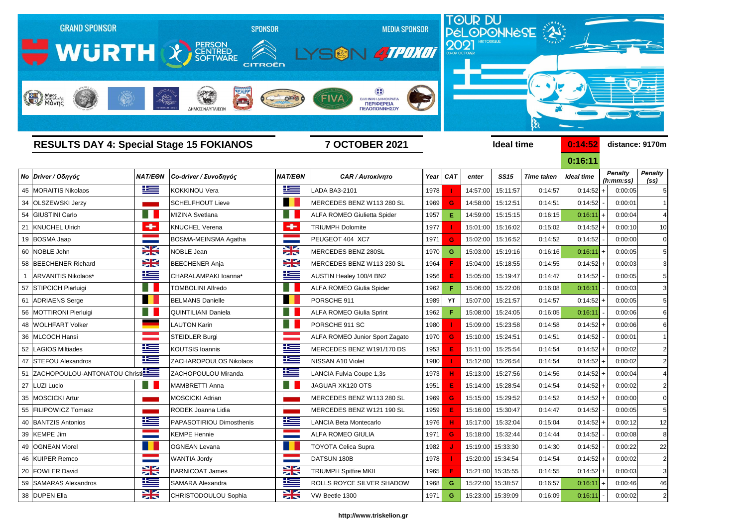GRAND SPONSOR WÜRTH — SPONSOR PERSON CENTRED SOFTWARE — CITROËN — MEDIA SPONSOR LYSON 4TPOXOI

TOUR DU PÉLOPONNÈSE 2021 HISTORIQUE 03-09 OCTOBER

## RESULTS DAY 4: Special Stage 15 FOKIANOS

**7 OCTOBER 2021**

**Ideal time** 0:14:52 / 0:16:11 — **distance: 9170m**

| No | Driver / Οδηγός | NAT/ΕΘΝ | Co-driver / Συνοδηγός | NAT/ΕΘΝ | CAR / Αυτοκίνητο | Year | CAT | enter | SS15 | Time taken | Ideal time | | Penalty (h:mm:ss) | Penalty (ss) |
|---|---|---|---|---|---|---|---|---|---|---|---|---|---|---|
| 45 | MORAITIS Nikolaos | GR | KOKKINOU Vera | GR | LADA BA3-2101 | 1978 | I | 14:57:00 | 15:11:57 | 0:14:57 | 0:14:52 | + | 0:00:05 | 5 |
| 34 | OLSZEWSKI Jerzy | PL | SCHELFHOUT Lieve | BE | MERCEDES BENZ W113 280 SL | 1969 | G | 14:58:00 | 15:12:51 | 0:14:51 | 0:14:52 | - | 0:00:01 | 1 |
| 54 | GIUSTINI Carlo | IT | MIZINA Svetlana | IT | ALFA ROMEO Giulietta Spider | 1957 | E | 14:59:00 | 15:15:15 | 0:16:15 | 0:16:11 | + | 0:00:04 | 4 |
| 21 | KNUCHEL Ulrich | CH | KNUCHEL Verena | CH | TRIUMPH Dolomite | 1977 | I | 15:01:00 | 15:16:02 | 0:15:02 | 0:14:52 | + | 0:00:10 | 10 |
| 19 | BOSMA Jaap | NL | BOSMA-MEINSMA Agatha | NL | PEUGEOT 404 XC7 | 1971 | G | 15:02:00 | 15:16:52 | 0:14:52 | 0:14:52 | - | 0:00:00 | 0 |
| 60 | NOBLE John | GB | NOBLE Jean | GB | MERCEDES BENZ 280SL | 1970 | G | 15:03:00 | 15:19:16 | 0:16:16 | 0:16:11 | + | 0:00:05 | 5 |
| 58 | BEECHENER Richard | GB | BEECHENER Anja | GB | MERCEDES BENZ W113 230 SL | 1964 | F | 15:04:00 | 15:18:55 | 0:14:55 | 0:14:52 | + | 0:00:03 | 3 |
| 1 | ARVANITIS Nikolaos* | GR | CHARALAMPAKI Ioanna* | GR | AUSTIN Healey 100/4 BN2 | 1956 | E | 15:05:00 | 15:19:47 | 0:14:47 | 0:14:52 | - | 0:00:05 | 5 |
| 57 | STIPCICH Pierluigi | IT | TOMBOLINI Alfredo | IT | ALFA ROMEO Giulia Spider | 1962 | F | 15:06:00 | 15:22:08 | 0:16:08 | 0:16:11 | - | 0:00:03 | 3 |
| 61 | ADRIAENS Serge | BE | BELMANS Danielle | BE | PORSCHE 911 | 1989 | YT | 15:07:00 | 15:21:57 | 0:14:57 | 0:14:52 | + | 0:00:05 | 5 |
| 56 | MOTTIRONI Pierluigi | IT | QUINTILIANI Daniela | IT | ALFA ROMEO Giulia Sprint | 1962 | F | 15:08:00 | 15:24:05 | 0:16:05 | 0:16:11 | - | 0:00:06 | 6 |
| 48 | WOLHFART Volker | DE | LAUTON Karin | IT | PORSCHE 911 SC | 1980 | I | 15:09:00 | 15:23:58 | 0:14:58 | 0:14:52 | + | 0:00:06 | 6 |
| 36 | MLCOCH Hansi | AT | STEIDLER Burgi | AT | ALFA ROMEO Junior Sport Zagato | 1970 | G | 15:10:00 | 15:24:51 | 0:14:51 | 0:14:52 | - | 0:00:01 | 1 |
| 52 | LAGIOS Miltiades | GR | KOUTSIS Ioannis | GR | MERCEDES BENZ W191/170 DS | 1953 | E | 15:11:00 | 15:25:54 | 0:14:54 | 0:14:52 | + | 0:00:02 | 2 |
| 47 | STEFOU Alexandros | GR | ZACHAROPOULOS Nikolaos | GR | NISSAN A10 Violet | 1980 | I | 15:12:00 | 15:26:54 | 0:14:54 | 0:14:52 | + | 0:00:02 | 2 |
| 51 | ZACHOPOULOU-ANTONATOU Christi | GR | ZACHOPOULOU Miranda | GR | LANCIA Fulvia Coupe 1,3s | 1973 | H | 15:13:00 | 15:27:56 | 0:14:56 | 0:14:52 | + | 0:00:04 | 4 |
| 27 | LUZI Lucio | IT | MAMBRETTI Anna | IT | JAGUAR XK120 OTS | 1951 | E | 15:14:00 | 15:28:54 | 0:14:54 | 0:14:52 | + | 0:00:02 | 2 |
| 35 | MOSCICKI Artur | PL | MOSCICKI Adrian | PL | MERCEDES BENZ W113 280 SL | 1969 | G | 15:15:00 | 15:29:52 | 0:14:52 | 0:14:52 | + | 0:00:00 | 0 |
| 55 | FILIPOWICZ Tomasz | PL | RODEK Joanna Lidia | PL | MERCEDES BENZ W121 190 SL | 1959 | E | 15:16:00 | 15:30:47 | 0:14:47 | 0:14:52 | - | 0:00:05 | 5 |
| 40 | BANTZIS Antonios | GR | PAPASOTIRIOU Dimosthenis | GR | LANCIA Beta Montecarlo | 1976 | H | 15:17:00 | 15:32:04 | 0:15:04 | 0:14:52 | + | 0:00:12 | 12 |
| 39 | KEMPE Jim | NL | KEMPE Hennie | NL | ALFA ROMEO GIULIA | 1971 | G | 15:18:00 | 15:32:44 | 0:14:44 | 0:14:52 | - | 0:00:08 | 8 |
| 49 | OGNEAN Viorel | RO | OGNEAN Levana | RO | TOYOTA Celica Supra | 1982 | J | 15:19:00 | 15:33:30 | 0:14:30 | 0:14:52 | - | 0:00:22 | 22 |
| 46 | KUIPER Remco | NL | WANTIA Jordy | NL | DATSUN 180B | 1978 | I | 15:20:00 | 15:34:54 | 0:14:54 | 0:14:52 | + | 0:00:02 | 2 |
| 20 | FOWLER David | GB | BARNICOAT James | GB | TRIUMPH Spitfire MKII | 1965 | F | 15:21:00 | 15:35:55 | 0:14:55 | 0:14:52 | + | 0:00:03 | 3 |
| 59 | SAMARAS Alexandros | GR | SAMARA Alexandra | GR | ROLLS ROYCE SILVER SHADOW | 1968 | G | 15:22:00 | 15:38:57 | 0:16:57 | 0:16:11 | + | 0:00:46 | 46 |
| 38 | DUPEN Ella | GB | CHRISTODOULOU Sophia | GB | VW Beetle 1300 | 1971 | G | 15:23:00 | 15:39:09 | 0:16:09 | 0:16:11 | - | 0:00:02 | 2 |

http://www.triskelion.gr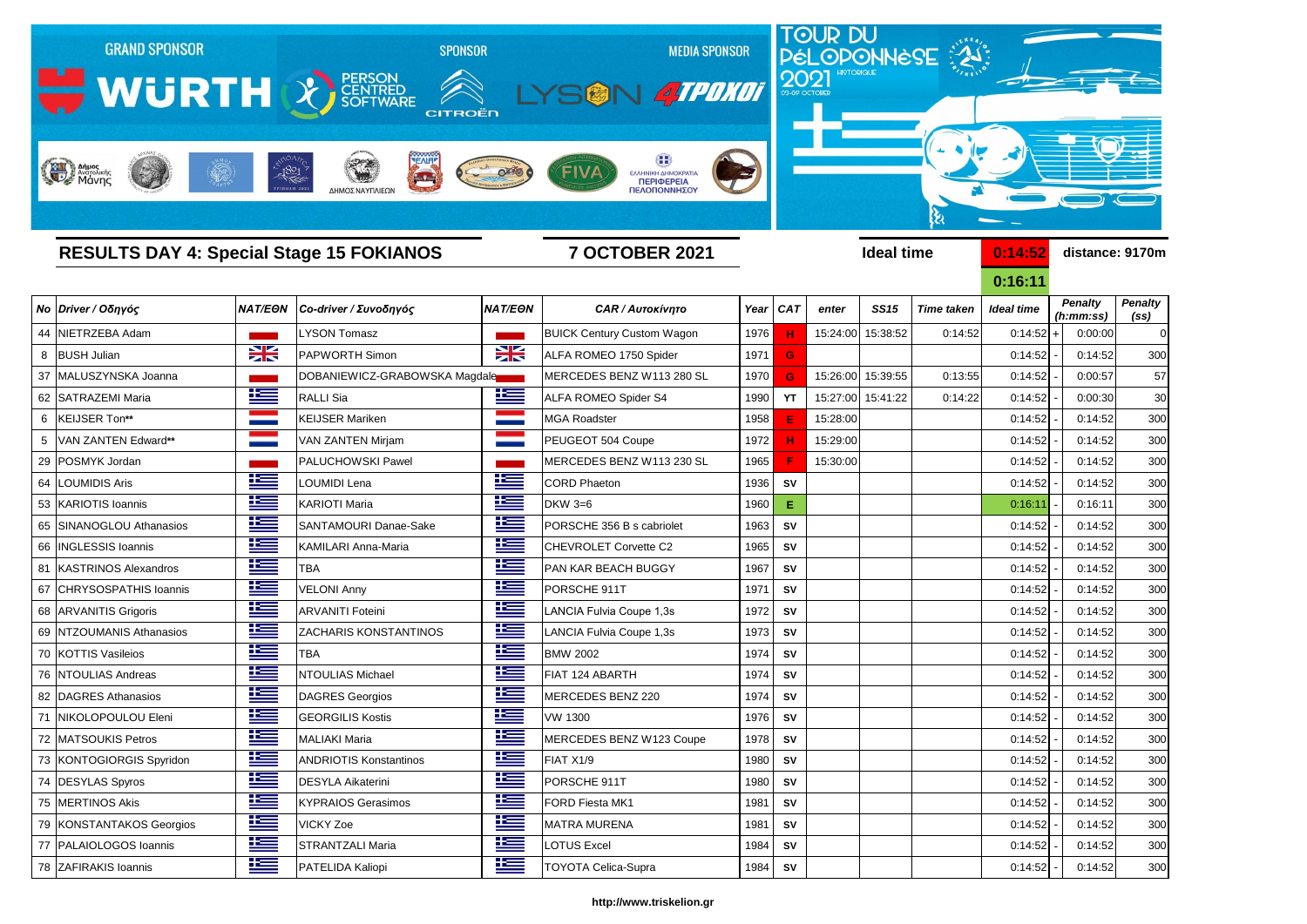GRAND SPONSOR WÜRTH — SPONSOR PERSON CENTRED SOFTWARE, CITROËN — MEDIA SPONSOR LYSON, 4TPOXOI

TOUR DU PÉLOPONNÈSE 2021 HISTORIQUE 03-09 OCTOBER

## RESULTS DAY 4: Special Stage 15 FOKIANOS

**7 OCTOBER 2021**

Ideal time **0:14:52** distance: 9170m

**0:16:11**

| No | Driver / Οδηγός | NAT/ΕΘΝ | Co-driver / Συνοδηγός | NAT/ΕΘΝ | CAR / Αυτοκίνητο | Year | CAT | enter | SS15 | Time taken | Ideal time | | Penalty (h:mm:ss) | Penalty (ss) |
|---|---|---|---|---|---|---|---|---|---|---|---|---|---|---|
| 44 | NIETRZEBA Adam | | LYSON Tomasz | | BUICK Century Custom Wagon | 1976 | H | 15:24:00 | 15:38:52 | 0:14:52 | 0:14:52 | + | 0:00:00 | 0 |
| 8 | BUSH Julian | | PAPWORTH Simon | | ALFA ROMEO 1750 Spider | 1971 | G | | | | 0:14:52 | - | 0:14:52 | 300 |
| 37 | MALUSZYNSKA Joanna | | DOBANIEWICZ-GRABOWSKA Magdale | | MERCEDES BENZ W113 280 SL | 1970 | G | 15:26:00 | 15:39:55 | 0:13:55 | 0:14:52 | - | 0:00:57 | 57 |
| 62 | SATRAZEMI Maria | | RALLI Sia | | ALFA ROMEO Spider S4 | 1990 | YT | 15:27:00 | 15:41:22 | 0:14:22 | 0:14:52 | - | 0:00:30 | 30 |
| 6 | KEIJSER Ton** | | KEIJSER Mariken | | MGA Roadster | 1958 | E | 15:28:00 | | | 0:14:52 | - | 0:14:52 | 300 |
| 5 | VAN ZANTEN Edward** | | VAN ZANTEN Mirjam | | PEUGEOT 504 Coupe | 1972 | H | 15:29:00 | | | 0:14:52 | - | 0:14:52 | 300 |
| 29 | POSMYK Jordan | | PALUCHOWSKI Pawel | | MERCEDES BENZ W113 230 SL | 1965 | F | 15:30:00 | | | 0:14:52 | - | 0:14:52 | 300 |
| 64 | LOUMIDIS Aris | | LOUMIDI Lena | | CORD Phaeton | 1936 | SV | | | | 0:14:52 | - | 0:14:52 | 300 |
| 53 | KARIOTIS Ioannis | | KARIOTI Maria | | DKW 3=6 | 1960 | E | | | | 0:16:11 | - | 0:16:11 | 300 |
| 65 | SINANOGLOU Athanasios | | SANTAMOURI Danae-Sake | | PORSCHE 356 B s cabriolet | 1963 | SV | | | | 0:14:52 | - | 0:14:52 | 300 |
| 66 | INGLESSIS Ioannis | | KAMILARI Anna-Maria | | CHEVROLET Corvette C2 | 1965 | SV | | | | 0:14:52 | - | 0:14:52 | 300 |
| 81 | KASTRINOS Alexandros | | TBA | | PAN KAR BEACH BUGGY | 1967 | SV | | | | 0:14:52 | - | 0:14:52 | 300 |
| 67 | CHRYSOSPATHIS Ioannis | | VELONI Anny | | PORSCHE 911T | 1971 | SV | | | | 0:14:52 | - | 0:14:52 | 300 |
| 68 | ARVANITIS Grigoris | | ARVANITI Foteini | | LANCIA Fulvia Coupe 1,3s | 1972 | SV | | | | 0:14:52 | - | 0:14:52 | 300 |
| 69 | NTZOUMANIS Athanasios | | ZACHARIS KONSTANTINOS | | LANCIA Fulvia Coupe 1,3s | 1973 | SV | | | | 0:14:52 | - | 0:14:52 | 300 |
| 70 | KOTTIS Vasileios | | TBA | | BMW 2002 | 1974 | SV | | | | 0:14:52 | - | 0:14:52 | 300 |
| 76 | NTOULIAS Andreas | | NTOULIAS Michael | | FIAT 124 ABARTH | 1974 | SV | | | | 0:14:52 | - | 0:14:52 | 300 |
| 82 | DAGRES Athanasios | | DAGRES Georgios | | MERCEDES BENZ 220 | 1974 | SV | | | | 0:14:52 | - | 0:14:52 | 300 |
| 71 | NIKOLOPOULOU Eleni | | GEORGILIS Kostis | | VW 1300 | 1976 | SV | | | | 0:14:52 | - | 0:14:52 | 300 |
| 72 | MATSOUKIS Petros | | MALIAKI Maria | | MERCEDES BENZ W123 Coupe | 1978 | SV | | | | 0:14:52 | - | 0:14:52 | 300 |
| 73 | KONTOGIORGIS Spyridon | | ANDRIOTIS Konstantinos | | FIAT X1/9 | 1980 | SV | | | | 0:14:52 | - | 0:14:52 | 300 |
| 74 | DESYLAS Spyros | | DESYLA Aikaterini | | PORSCHE 911T | 1980 | SV | | | | 0:14:52 | - | 0:14:52 | 300 |
| 75 | MERTINOS Akis | | KYPRAIOS Gerasimos | | FORD Fiesta MK1 | 1981 | SV | | | | 0:14:52 | - | 0:14:52 | 300 |
| 79 | KONSTANTAKOS Georgios | | VICKY Zoe | | MATRA MURENA | 1981 | SV | | | | 0:14:52 | - | 0:14:52 | 300 |
| 77 | PALAIOLOGOS Ioannis | | STRANTZALI Maria | | LOTUS Excel | 1984 | SV | | | | 0:14:52 | - | 0:14:52 | 300 |
| 78 | ZAFIRAKIS Ioannis | | PATELIDA Kaliopi | | TOYOTA Celica-Supra | 1984 | SV | | | | 0:14:52 | - | 0:14:52 | 300 |

http://www.triskelion.gr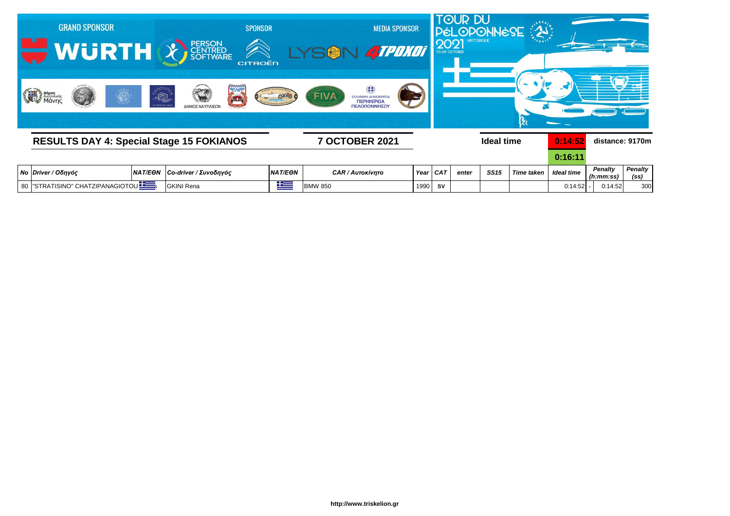GRAND SPONSOR WÜRTH — SPONSOR PERSON CENTRED SOFTWARE, CITROËN — MEDIA SPONSOR LYSON 4ΤΡΟΧΟΙ

TOUR DU PÉLOPONNÈSE 2021 HISTORIQUE 03-09 OCTOBER

ΔΗΜΟΣ ΝΑΥΠΛΙΕΩΝ — FIVA — ΕΛΛΗΝΙΚΗ ΔΗΜΟΚΡΑΤΙΑ ΠΕΡΙΦΕΡΕΙΑ ΠΕΛΟΠΟΝΝΗΣΟΥ

## RESULTS DAY 4: Special Stage 15 FOKIANOS

**7 OCTOBER 2021**

**Ideal time** 0:14:52 / 0:16:11 — **distance: 9170m**

| No | Driver / Οδηγός | NAT/ΕΘΝ | Co-driver / Συνοδηγός | NAT/ΕΘΝ | CAR / Αυτοκίνητο | Year | CAT | enter | SS15 | Time taken | Ideal time | | Penalty (h:mm:ss) | Penalty (ss) |
|---|---|---|---|---|---|---|---|---|---|---|---|---|---|---|
| 80 | "STRATISINO" CHATZIPANAGIOTOU | GR | GKINI Rena | GR | BMW 850 | 1990 | SV | | | | 0:14:52 | - | 0:14:52 | 300 |

http://www.triskelion.gr